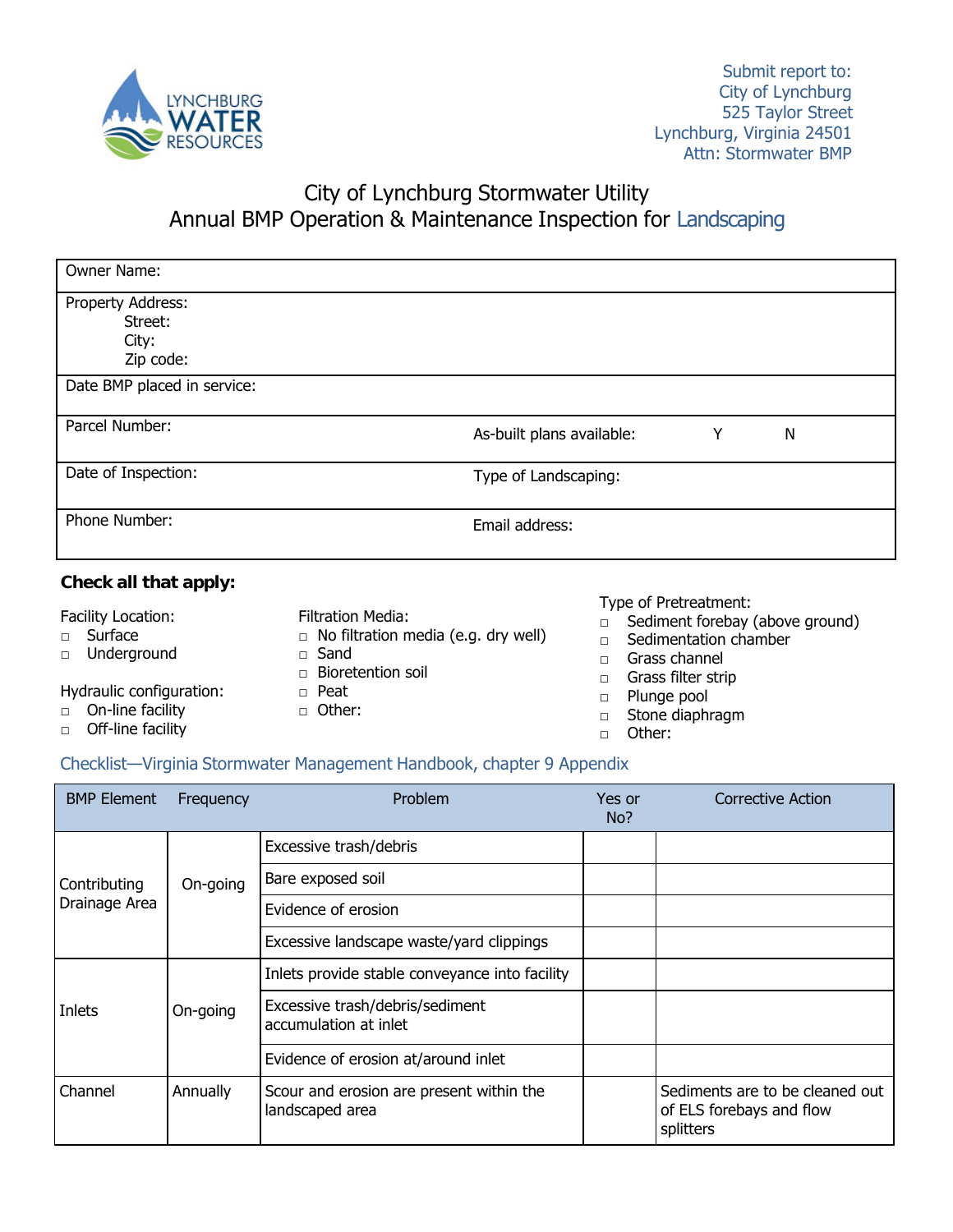LYNCHBURG WATER RESOURCES

Submit report to:
City of Lynchburg
525 Taylor Street
Lynchburg, Virginia 24501
Attn: Stormwater BMP

# City of Lynchburg Stormwater Utility
# Annual BMP Operation & Maintenance Inspection for Landscaping

| | |
|---|---|
| Owner Name: | |
| Property Address:<br>Street:<br>City:<br>Zip code: | |
| Date BMP placed in service: | |
| Parcel Number: | As-built plans available: Y N |
| Date of Inspection: | Type of Landscaping: |
| Phone Number: | Email address: |

**Check all that apply:**

Facility Location:
- □ Surface
- □ Underground

Hydraulic configuration:
- □ On-line facility
- □ Off-line facility

Filtration Media:
- □ No filtration media (e.g. dry well)
- □ Sand
- □ Bioretention soil
- □ Peat
- □ Other:

Type of Pretreatment:
- □ Sediment forebay (above ground)
- □ Sedimentation chamber
- □ Grass channel
- □ Grass filter strip
- □ Plunge pool
- □ Stone diaphragm
- □ Other:

Checklist—Virginia Stormwater Management Handbook, chapter 9 Appendix

| BMP Element | Frequency | Problem | Yes or No? | Corrective Action |
|---|---|---|---|---|
| Contributing Drainage Area | On-going | Excessive trash/debris | | |
| | | Bare exposed soil | | |
| | | Evidence of erosion | | |
| | | Excessive landscape waste/yard clippings | | |
| Inlets | On-going | Inlets provide stable conveyance into facility | | |
| | | Excessive trash/debris/sediment accumulation at inlet | | |
| | | Evidence of erosion at/around inlet | | |
| Channel | Annually | Scour and erosion are present within the landscaped area | | Sediments are to be cleaned out of ELS forebays and flow splitters |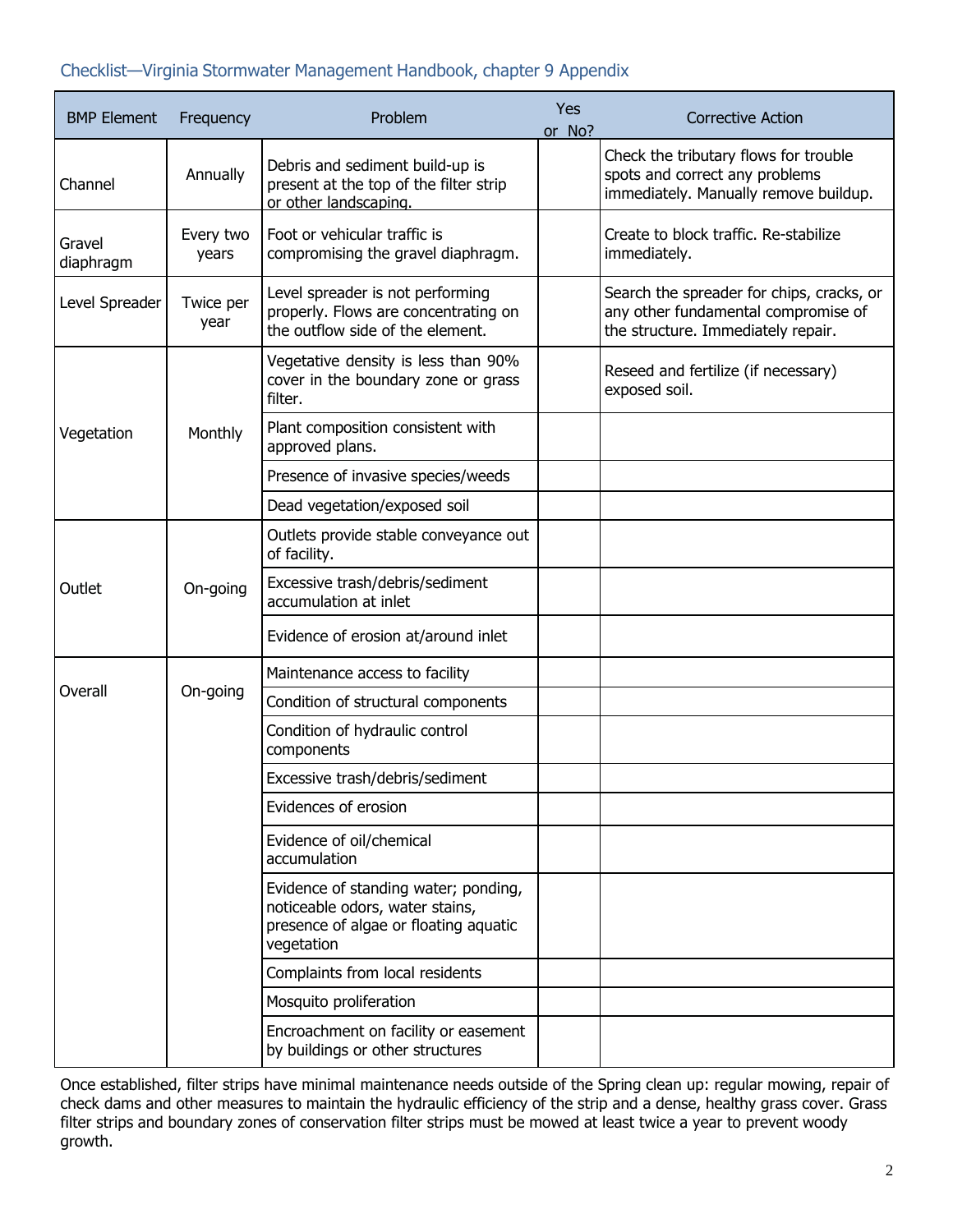Checklist—Virginia Stormwater Management Handbook, chapter 9 Appendix

| BMP Element | Frequency | Problem | Yes or No? | Corrective Action |
|---|---|---|---|---|
| Channel | Annually | Debris and sediment build-up is present at the top of the filter strip or other landscaping. | | Check the tributary flows for trouble spots and correct any problems immediately. Manually remove buildup. |
| Gravel diaphragm | Every two years | Foot or vehicular traffic is compromising the gravel diaphragm. | | Create to block traffic. Re-stabilize immediately. |
| Level Spreader | Twice per year | Level spreader is not performing properly. Flows are concentrating on the outflow side of the element. | | Search the spreader for chips, cracks, or any other fundamental compromise of the structure. Immediately repair. |
| Vegetation | Monthly | Vegetative density is less than 90% cover in the boundary zone or grass filter. | | Reseed and fertilize (if necessary) exposed soil. |
| | | Plant composition consistent with approved plans. | | |
| | | Presence of invasive species/weeds | | |
| | | Dead vegetation/exposed soil | | |
| Outlet | On-going | Outlets provide stable conveyance out of facility. | | |
| | | Excessive trash/debris/sediment accumulation at inlet | | |
| | | Evidence of erosion at/around inlet | | |
| Overall | On-going | Maintenance access to facility | | |
| | | Condition of structural components | | |
| | | Condition of hydraulic control components | | |
| | | Excessive trash/debris/sediment | | |
| | | Evidences of erosion | | |
| | | Evidence of oil/chemical accumulation | | |
| | | Evidence of standing water; ponding, noticeable odors, water stains, presence of algae or floating aquatic vegetation | | |
| | | Complaints from local residents | | |
| | | Mosquito proliferation | | |
| | | Encroachment on facility or easement by buildings or other structures | | |

Once established, filter strips have minimal maintenance needs outside of the Spring clean up: regular mowing, repair of check dams and other measures to maintain the hydraulic efficiency of the strip and a dense, healthy grass cover. Grass filter strips and boundary zones of conservation filter strips must be mowed at least twice a year to prevent woody growth.